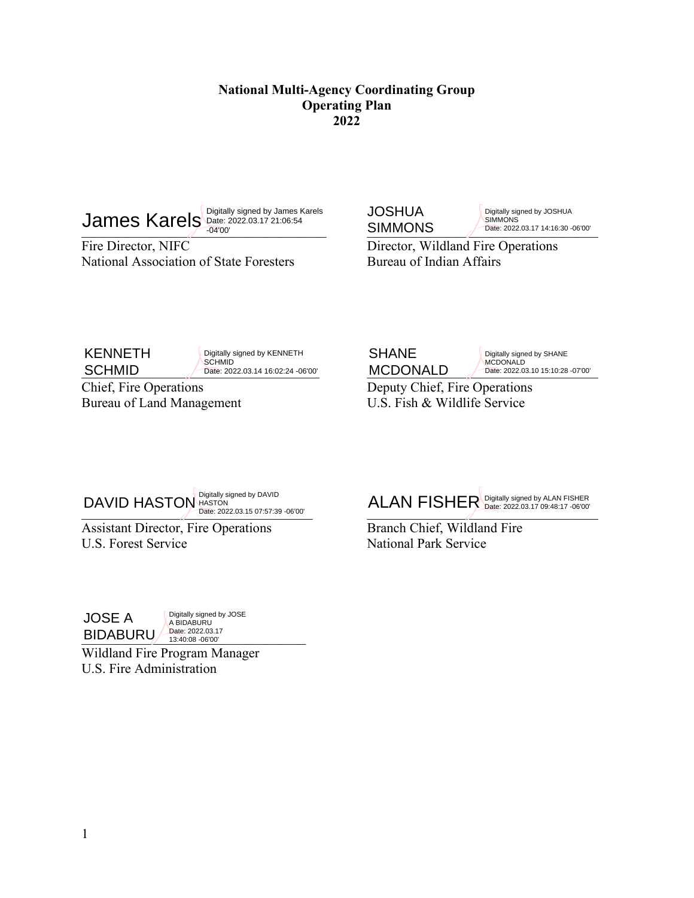# National Multi-Agency Coordinating Group Operating Plan 2022

James Karels — Digitally signed by James Karels Date: 2022.03.17 21:06:54 -04'00'

Fire Director, NIFC
National Association of State Foresters

JOSHUA SIMMONS — Digitally signed by JOSHUA SIMMONS Date: 2022.03.17 14:16:30 -06'00'

Director, Wildland Fire Operations
Bureau of Indian Affairs

KENNETH SCHMID — Digitally signed by KENNETH SCHMID Date: 2022.03.14 16:02:24 -06'00'

Chief, Fire Operations
Bureau of Land Management

SHANE MCDONALD — Digitally signed by SHANE MCDONALD Date: 2022.03.10 15:10:28 -07'00'

Deputy Chief, Fire Operations
U.S. Fish & Wildlife Service

DAVID HASTON — Digitally signed by DAVID HASTON Date: 2022.03.15 07:57:39 -06'00'

Assistant Director, Fire Operations
U.S. Forest Service

ALAN FISHER — Digitally signed by ALAN FISHER Date: 2022.03.17 09:48:17 -06'00'

Branch Chief, Wildland Fire
National Park Service

JOSE A BIDABURU — Digitally signed by JOSE A BIDABURU Date: 2022.03.17 13:40:08 -06'00'

Wildland Fire Program Manager
U.S. Fire Administration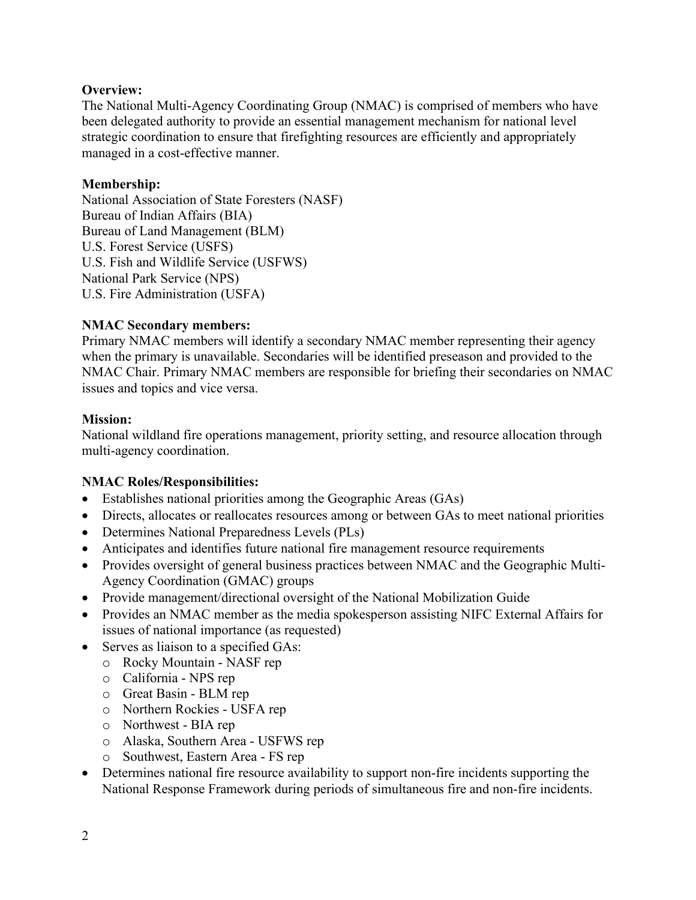**Overview:**
The National Multi-Agency Coordinating Group (NMAC) is comprised of members who have been delegated authority to provide an essential management mechanism for national level strategic coordination to ensure that firefighting resources are efficiently and appropriately managed in a cost-effective manner.

**Membership:**
National Association of State Foresters (NASF)
Bureau of Indian Affairs (BIA)
Bureau of Land Management (BLM)
U.S. Forest Service (USFS)
U.S. Fish and Wildlife Service (USFWS)
National Park Service (NPS)
U.S. Fire Administration (USFA)

**NMAC Secondary members:**
Primary NMAC members will identify a secondary NMAC member representing their agency when the primary is unavailable. Secondaries will be identified preseason and provided to the NMAC Chair. Primary NMAC members are responsible for briefing their secondaries on NMAC issues and topics and vice versa.

**Mission:**
National wildland fire operations management, priority setting, and resource allocation through multi-agency coordination.

**NMAC Roles/Responsibilities:**

- Establishes national priorities among the Geographic Areas (GAs)
- Directs, allocates or reallocates resources among or between GAs to meet national priorities
- Determines National Preparedness Levels (PLs)
- Anticipates and identifies future national fire management resource requirements
- Provides oversight of general business practices between NMAC and the Geographic Multi-Agency Coordination (GMAC) groups
- Provide management/directional oversight of the National Mobilization Guide
- Provides an NMAC member as the media spokesperson assisting NIFC External Affairs for issues of national importance (as requested)
- Serves as liaison to a specified GAs:
  - Rocky Mountain - NASF rep
  - California - NPS rep
  - Great Basin - BLM rep
  - Northern Rockies - USFA rep
  - Northwest - BIA rep
  - Alaska, Southern Area - USFWS rep
  - Southwest, Eastern Area - FS rep
- Determines national fire resource availability to support non-fire incidents supporting the National Response Framework during periods of simultaneous fire and non-fire incidents.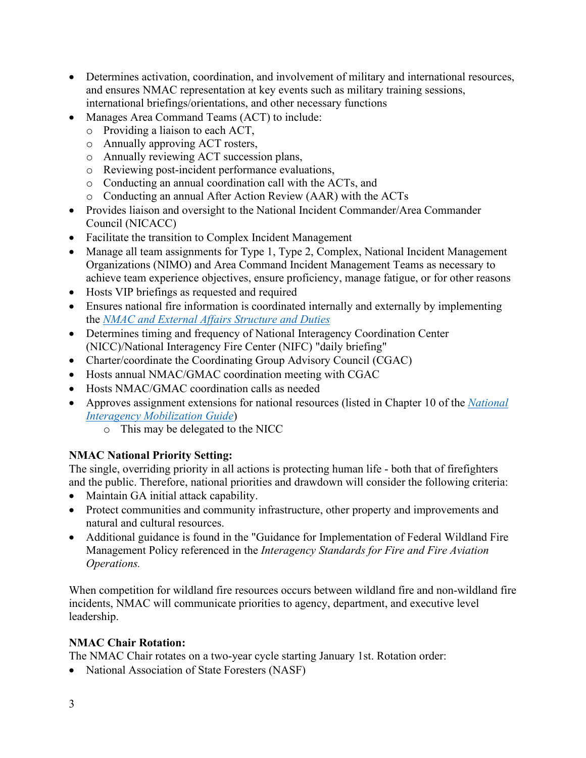- Determines activation, coordination, and involvement of military and international resources, and ensures NMAC representation at key events such as military training sessions, international briefings/orientations, and other necessary functions
- Manages Area Command Teams (ACT) to include:
  - Providing a liaison to each ACT,
  - Annually approving ACT rosters,
  - Annually reviewing ACT succession plans,
  - Reviewing post-incident performance evaluations,
  - Conducting an annual coordination call with the ACTs, and
  - Conducting an annual After Action Review (AAR) with the ACTs
- Provides liaison and oversight to the National Incident Commander/Area Commander Council (NICACC)
- Facilitate the transition to Complex Incident Management
- Manage all team assignments for Type 1, Type 2, Complex, National Incident Management Organizations (NIMO) and Area Command Incident Management Teams as necessary to achieve team experience objectives, ensure proficiency, manage fatigue, or for other reasons
- Hosts VIP briefings as requested and required
- Ensures national fire information is coordinated internally and externally by implementing the *NMAC and External Affairs Structure and Duties*
- Determines timing and frequency of National Interagency Coordination Center (NICC)/National Interagency Fire Center (NIFC) "daily briefing"
- Charter/coordinate the Coordinating Group Advisory Council (CGAC)
- Hosts annual NMAC/GMAC coordination meeting with CGAC
- Hosts NMAC/GMAC coordination calls as needed
- Approves assignment extensions for national resources (listed in Chapter 10 of the *National Interagency Mobilization Guide*)
  - This may be delegated to the NICC

**NMAC National Priority Setting:**
The single, overriding priority in all actions is protecting human life - both that of firefighters and the public. Therefore, national priorities and drawdown will consider the following criteria:

- Maintain GA initial attack capability.
- Protect communities and community infrastructure, other property and improvements and natural and cultural resources.
- Additional guidance is found in the "Guidance for Implementation of Federal Wildland Fire Management Policy referenced in the *Interagency Standards for Fire and Fire Aviation Operations.*

When competition for wildland fire resources occurs between wildland fire and non-wildland fire incidents, NMAC will communicate priorities to agency, department, and executive level leadership.

**NMAC Chair Rotation:**
The NMAC Chair rotates on a two-year cycle starting January 1st. Rotation order:

- National Association of State Foresters (NASF)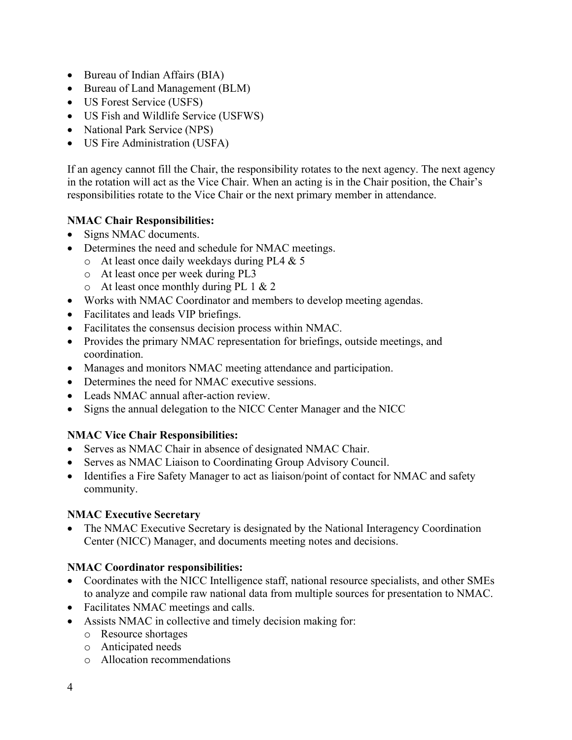- Bureau of Indian Affairs (BIA)
- Bureau of Land Management (BLM)
- US Forest Service (USFS)
- US Fish and Wildlife Service (USFWS)
- National Park Service (NPS)
- US Fire Administration (USFA)

If an agency cannot fill the Chair, the responsibility rotates to the next agency. The next agency in the rotation will act as the Vice Chair. When an acting is in the Chair position, the Chair's responsibilities rotate to the Vice Chair or the next primary member in attendance.

**NMAC Chair Responsibilities:**

- Signs NMAC documents.
- Determines the need and schedule for NMAC meetings.
  - At least once daily weekdays during PL4 & 5
  - At least once per week during PL3
  - At least once monthly during PL 1 & 2
- Works with NMAC Coordinator and members to develop meeting agendas.
- Facilitates and leads VIP briefings.
- Facilitates the consensus decision process within NMAC.
- Provides the primary NMAC representation for briefings, outside meetings, and coordination.
- Manages and monitors NMAC meeting attendance and participation.
- Determines the need for NMAC executive sessions.
- Leads NMAC annual after-action review.
- Signs the annual delegation to the NICC Center Manager and the NICC

**NMAC Vice Chair Responsibilities:**

- Serves as NMAC Chair in absence of designated NMAC Chair.
- Serves as NMAC Liaison to Coordinating Group Advisory Council.
- Identifies a Fire Safety Manager to act as liaison/point of contact for NMAC and safety community.

**NMAC Executive Secretary**

- The NMAC Executive Secretary is designated by the National Interagency Coordination Center (NICC) Manager, and documents meeting notes and decisions.

**NMAC Coordinator responsibilities:**

- Coordinates with the NICC Intelligence staff, national resource specialists, and other SMEs to analyze and compile raw national data from multiple sources for presentation to NMAC.
- Facilitates NMAC meetings and calls.
- Assists NMAC in collective and timely decision making for:
  - Resource shortages
  - Anticipated needs
  - Allocation recommendations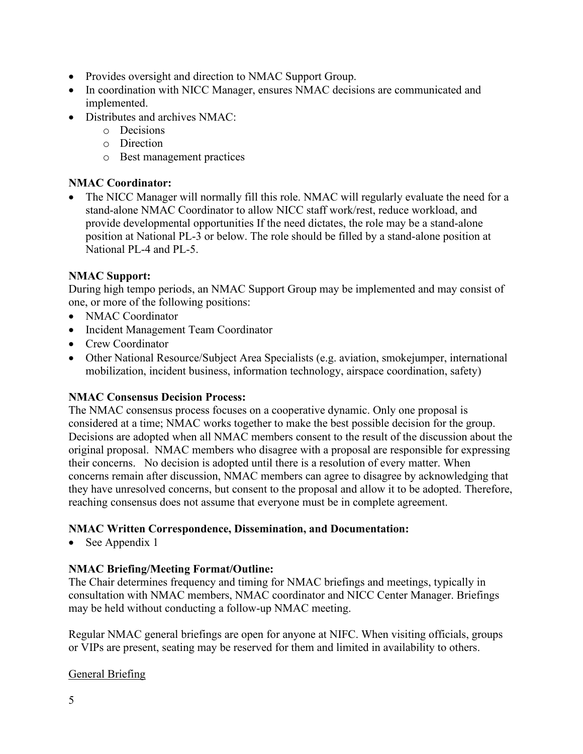- Provides oversight and direction to NMAC Support Group.
- In coordination with NICC Manager, ensures NMAC decisions are communicated and implemented.
- Distributes and archives NMAC:
  - Decisions
  - Direction
  - Best management practices

**NMAC Coordinator:**

- The NICC Manager will normally fill this role. NMAC will regularly evaluate the need for a stand-alone NMAC Coordinator to allow NICC staff work/rest, reduce workload, and provide developmental opportunities If the need dictates, the role may be a stand-alone position at National PL-3 or below. The role should be filled by a stand-alone position at National PL-4 and PL-5.

**NMAC Support:**

During high tempo periods, an NMAC Support Group may be implemented and may consist of one, or more of the following positions:

- NMAC Coordinator
- Incident Management Team Coordinator
- Crew Coordinator
- Other National Resource/Subject Area Specialists (e.g. aviation, smokejumper, international mobilization, incident business, information technology, airspace coordination, safety)

**NMAC Consensus Decision Process:**

The NMAC consensus process focuses on a cooperative dynamic. Only one proposal is considered at a time; NMAC works together to make the best possible decision for the group. Decisions are adopted when all NMAC members consent to the result of the discussion about the original proposal. NMAC members who disagree with a proposal are responsible for expressing their concerns. No decision is adopted until there is a resolution of every matter. When concerns remain after discussion, NMAC members can agree to disagree by acknowledging that they have unresolved concerns, but consent to the proposal and allow it to be adopted. Therefore, reaching consensus does not assume that everyone must be in complete agreement.

**NMAC Written Correspondence, Dissemination, and Documentation:**

- See Appendix 1

**NMAC Briefing/Meeting Format/Outline:**

The Chair determines frequency and timing for NMAC briefings and meetings, typically in consultation with NMAC members, NMAC coordinator and NICC Center Manager. Briefings may be held without conducting a follow-up NMAC meeting.

Regular NMAC general briefings are open for anyone at NIFC. When visiting officials, groups or VIPs are present, seating may be reserved for them and limited in availability to others.

<u>General Briefing</u>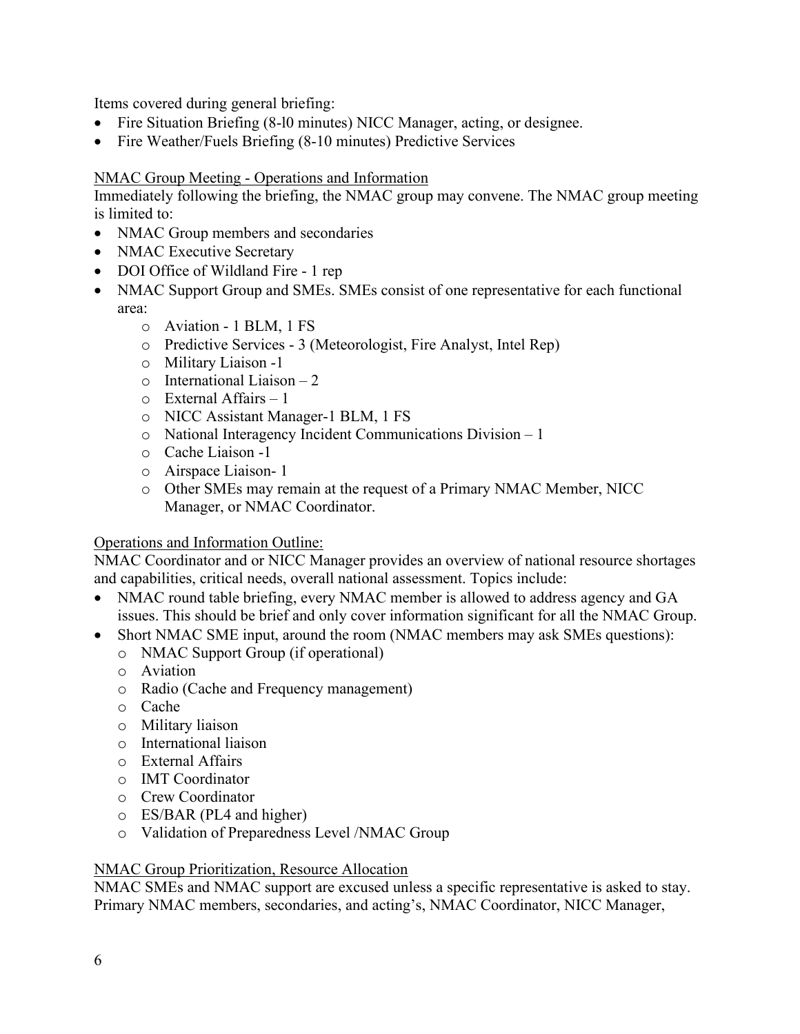Items covered during general briefing:

- Fire Situation Briefing (8-l0 minutes) NICC Manager, acting, or designee.
- Fire Weather/Fuels Briefing (8-10 minutes) Predictive Services

<u>NMAC Group Meeting - Operations and Information</u>

Immediately following the briefing, the NMAC group may convene. The NMAC group meeting is limited to:

- NMAC Group members and secondaries
- NMAC Executive Secretary
- DOI Office of Wildland Fire - 1 rep
- NMAC Support Group and SMEs. SMEs consist of one representative for each functional area:
  - Aviation - 1 BLM, 1 FS
  - Predictive Services - 3 (Meteorologist, Fire Analyst, Intel Rep)
  - Military Liaison -1
  - International Liaison – 2
  - External Affairs – 1
  - NICC Assistant Manager-1 BLM, 1 FS
  - National Interagency Incident Communications Division – 1
  - Cache Liaison -1
  - Airspace Liaison- 1
  - Other SMEs may remain at the request of a Primary NMAC Member, NICC Manager, or NMAC Coordinator.

<u>Operations and Information Outline:</u>

NMAC Coordinator and or NICC Manager provides an overview of national resource shortages and capabilities, critical needs, overall national assessment. Topics include:

- NMAC round table briefing, every NMAC member is allowed to address agency and GA issues. This should be brief and only cover information significant for all the NMAC Group.
- Short NMAC SME input, around the room (NMAC members may ask SMEs questions):
  - NMAC Support Group (if operational)
  - Aviation
  - Radio (Cache and Frequency management)
  - Cache
  - Military liaison
  - International liaison
  - External Affairs
  - IMT Coordinator
  - Crew Coordinator
  - ES/BAR (PL4 and higher)
  - Validation of Preparedness Level /NMAC Group

<u>NMAC Group Prioritization, Resource Allocation</u>

NMAC SMEs and NMAC support are excused unless a specific representative is asked to stay. Primary NMAC members, secondaries, and acting's, NMAC Coordinator, NICC Manager,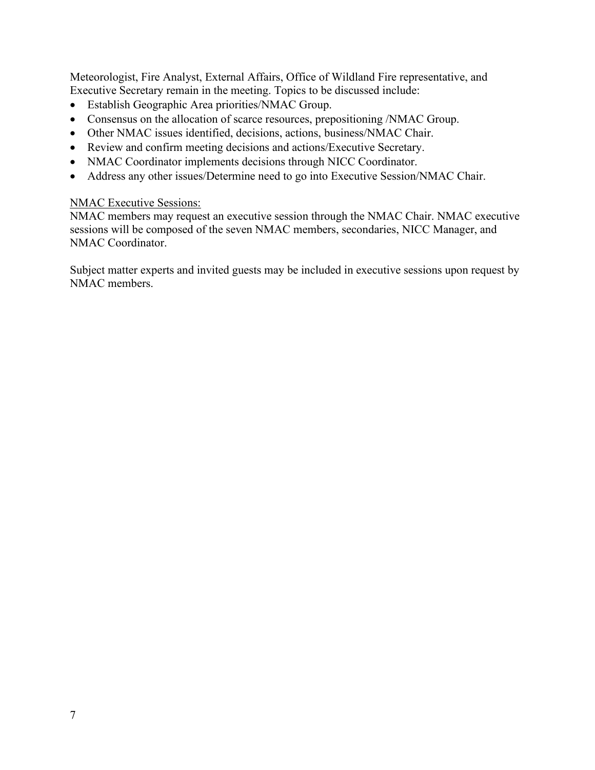Meteorologist, Fire Analyst, External Affairs, Office of Wildland Fire representative, and Executive Secretary remain in the meeting. Topics to be discussed include:

- Establish Geographic Area priorities/NMAC Group.
- Consensus on the allocation of scarce resources, prepositioning /NMAC Group.
- Other NMAC issues identified, decisions, actions, business/NMAC Chair.
- Review and confirm meeting decisions and actions/Executive Secretary.
- NMAC Coordinator implements decisions through NICC Coordinator.
- Address any other issues/Determine need to go into Executive Session/NMAC Chair.

<u>NMAC Executive Sessions:</u>

NMAC members may request an executive session through the NMAC Chair. NMAC executive sessions will be composed of the seven NMAC members, secondaries, NICC Manager, and NMAC Coordinator.

Subject matter experts and invited guests may be included in executive sessions upon request by NMAC members.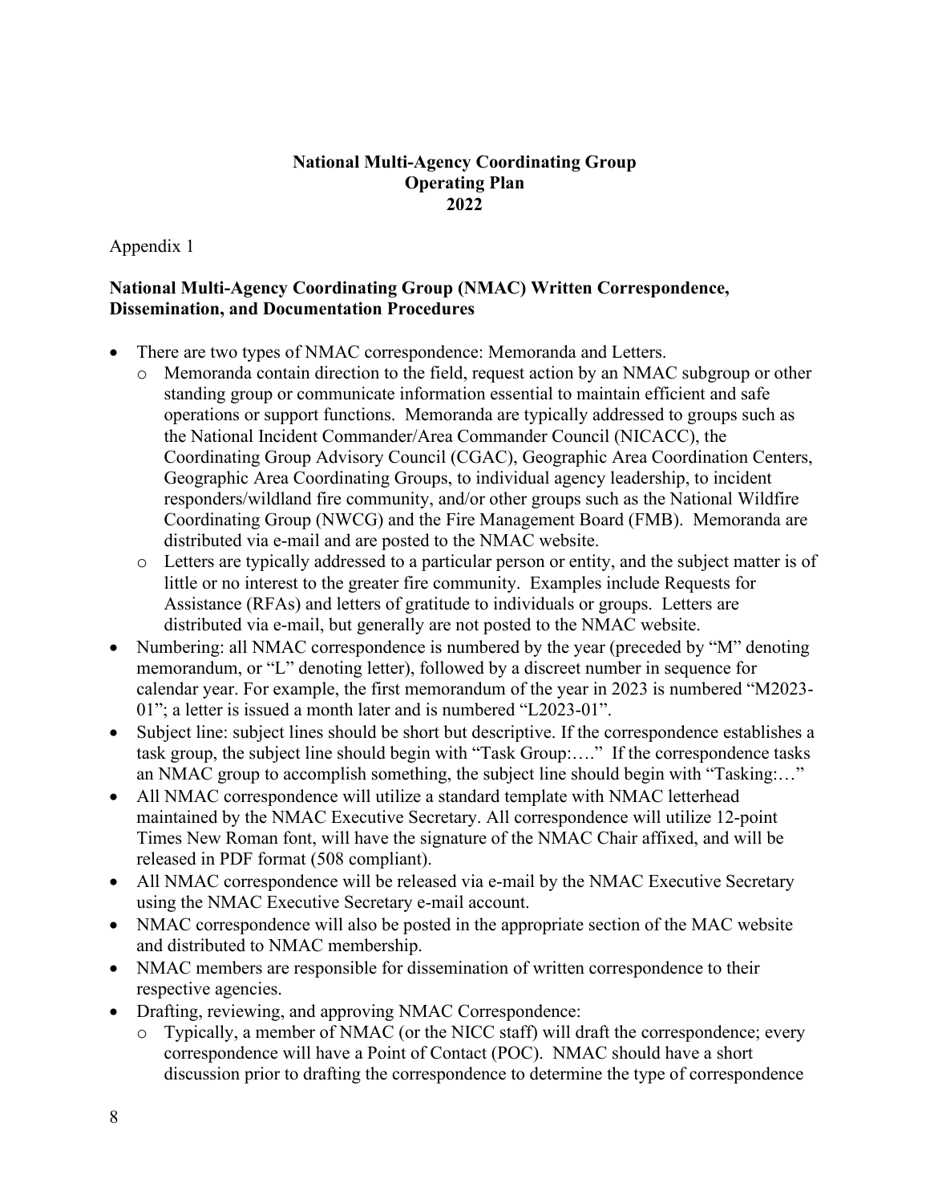**National Multi-Agency Coordinating Group**
**Operating Plan**
**2022**

Appendix 1

### National Multi-Agency Coordinating Group (NMAC) Written Correspondence, Dissemination, and Documentation Procedures

- There are two types of NMAC correspondence: Memoranda and Letters.
  - Memoranda contain direction to the field, request action by an NMAC subgroup or other standing group or communicate information essential to maintain efficient and safe operations or support functions. Memoranda are typically addressed to groups such as the National Incident Commander/Area Commander Council (NICACC), the Coordinating Group Advisory Council (CGAC), Geographic Area Coordination Centers, Geographic Area Coordinating Groups, to individual agency leadership, to incident responders/wildland fire community, and/or other groups such as the National Wildfire Coordinating Group (NWCG) and the Fire Management Board (FMB). Memoranda are distributed via e-mail and are posted to the NMAC website.
  - Letters are typically addressed to a particular person or entity, and the subject matter is of little or no interest to the greater fire community. Examples include Requests for Assistance (RFAs) and letters of gratitude to individuals or groups. Letters are distributed via e-mail, but generally are not posted to the NMAC website.
- Numbering: all NMAC correspondence is numbered by the year (preceded by "M" denoting memorandum, or "L" denoting letter), followed by a discreet number in sequence for calendar year. For example, the first memorandum of the year in 2023 is numbered "M2023-01"; a letter is issued a month later and is numbered "L2023-01".
- Subject line: subject lines should be short but descriptive. If the correspondence establishes a task group, the subject line should begin with "Task Group:…." If the correspondence tasks an NMAC group to accomplish something, the subject line should begin with "Tasking:…"
- All NMAC correspondence will utilize a standard template with NMAC letterhead maintained by the NMAC Executive Secretary. All correspondence will utilize 12-point Times New Roman font, will have the signature of the NMAC Chair affixed, and will be released in PDF format (508 compliant).
- All NMAC correspondence will be released via e-mail by the NMAC Executive Secretary using the NMAC Executive Secretary e-mail account.
- NMAC correspondence will also be posted in the appropriate section of the MAC website and distributed to NMAC membership.
- NMAC members are responsible for dissemination of written correspondence to their respective agencies.
- Drafting, reviewing, and approving NMAC Correspondence:
  - Typically, a member of NMAC (or the NICC staff) will draft the correspondence; every correspondence will have a Point of Contact (POC). NMAC should have a short discussion prior to drafting the correspondence to determine the type of correspondence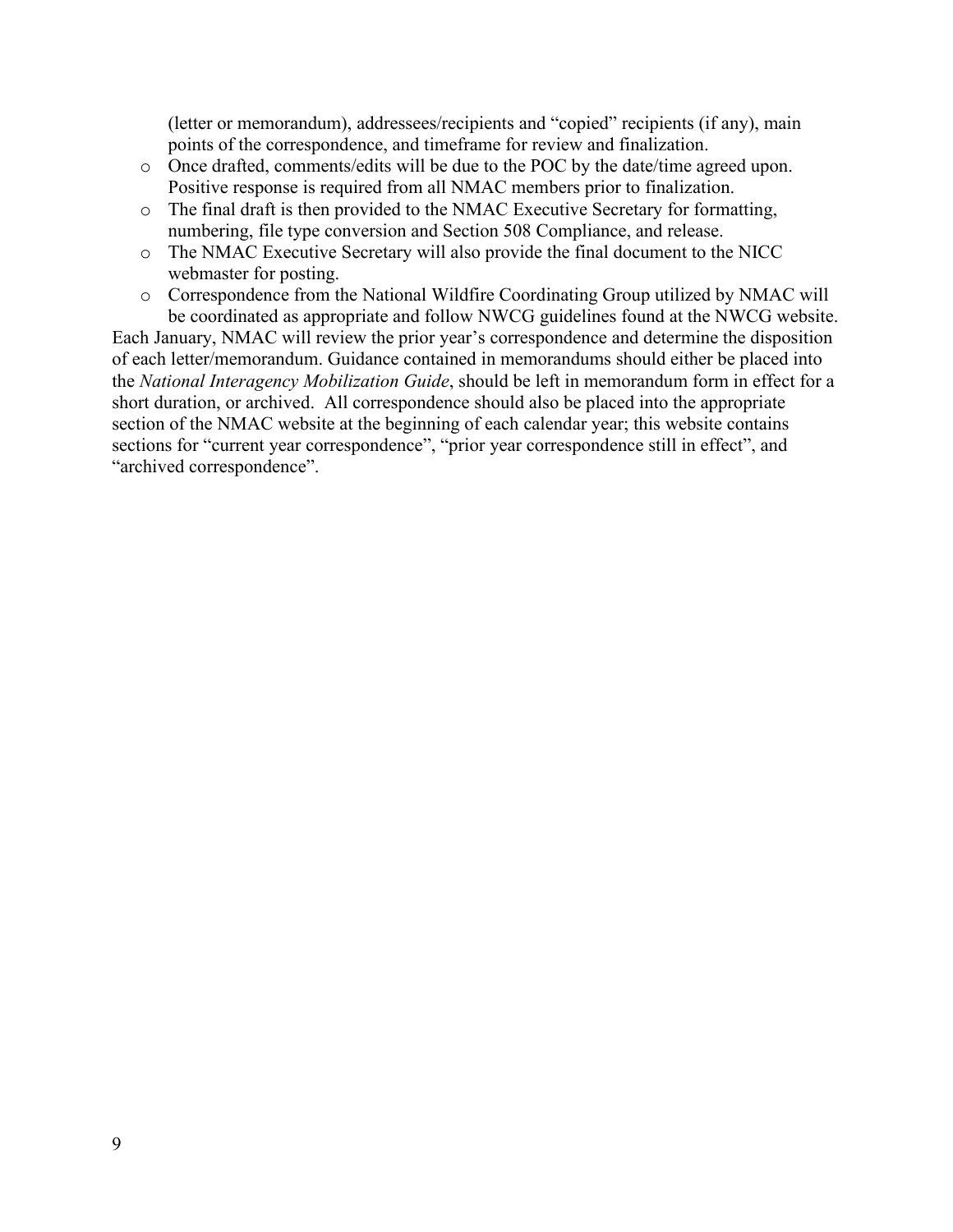(letter or memorandum), addressees/recipients and “copied” recipients (if any), main points of the correspondence, and timeframe for review and finalization.

- Once drafted, comments/edits will be due to the POC by the date/time agreed upon. Positive response is required from all NMAC members prior to finalization.
- The final draft is then provided to the NMAC Executive Secretary for formatting, numbering, file type conversion and Section 508 Compliance, and release.
- The NMAC Executive Secretary will also provide the final document to the NICC webmaster for posting.
- Correspondence from the National Wildfire Coordinating Group utilized by NMAC will be coordinated as appropriate and follow NWCG guidelines found at the NWCG website.

Each January, NMAC will review the prior year’s correspondence and determine the disposition of each letter/memorandum. Guidance contained in memorandums should either be placed into the *National Interagency Mobilization Guide*, should be left in memorandum form in effect for a short duration, or archived. All correspondence should also be placed into the appropriate section of the NMAC website at the beginning of each calendar year; this website contains sections for “current year correspondence”, “prior year correspondence still in effect”, and “archived correspondence”.